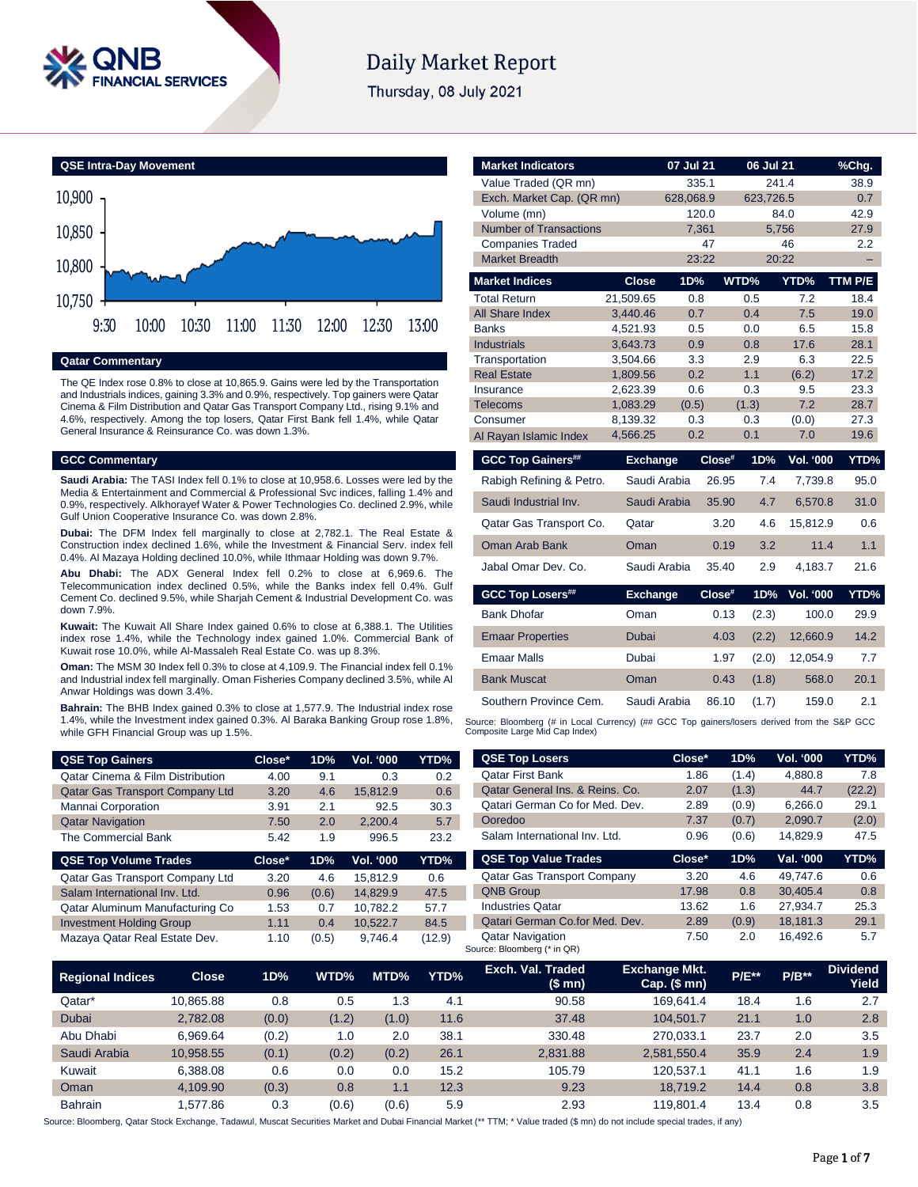# Daily Market Report

Thursday, 08 July 2021

## QSE Intra-Day Movement

## Qatar Commentary

The QE Index rose 0.8% to close at 10,865.9. Gains were led by the Transportation and Industrials indices, gaining 3.3% and 0.9%, respectively. Top gainers were Qatar Cinema & Film Distribution and Qatar Gas Transport Company Ltd., rising 9.1% and 4.6%, respectively. Among the top losers, Qatar First Bank fell 1.4%, while Qatar General Insurance & Reinsurance Co. was down 1.3%.

## GCC Commentary

**Saudi Arabia:** The TASI Index fell 0.1% to close at 10,958.6. Losses were led by the Media & Entertainment and Commercial & Professional Svc indices, falling 1.4% and 0.9%, respectively. Alkhorayef Water & Power Technologies Co. declined 2.9%, while Gulf Union Cooperative Insurance Co. was down 2.8%.

**Dubai:** The DFM Index fell marginally to close at 2,782.1. The Real Estate & Construction index declined 1.6%, while the Investment & Financial Serv. index fell 0.4%. Al Mazaya Holding declined 10.0%, while Ithmaar Holding was down 9.7%.

**Abu Dhabi:** The ADX General Index fell 0.2% to close at 6,969.6. The Telecommunication index declined 0.5%, while the Banks index fell 0.4%. Gulf Cement Co. declined 9.5%, while Sharjah Cement & Industrial Development Co. was down 7.9%.

**Kuwait:** The Kuwait All Share Index gained 0.6% to close at 6,388.1. The Utilities index rose 1.4%, while the Technology index gained 1.0%. Commercial Bank of Kuwait rose 10.0%, while Al-Massaleh Real Estate Co. was up 8.3%.

**Oman:** The MSM 30 Index fell 0.3% to close at 4,109.9. The Financial index fell 0.1% and Industrial index fell marginally. Oman Fisheries Company declined 3.5%, while Al Anwar Holdings was down 3.4%.

**Bahrain:** The BHB Index gained 0.3% to close at 1,577.9. The Industrial index rose 1.4%, while the Investment index gained 0.3%. Al Baraka Banking Group rose 1.8%, while GFH Financial Group was up 1.5%.

| Market Indicators | 07 Jul 21 | 06 Jul 21 | %Chg. |
|---|---|---|---|
| Value Traded (QR mn) | 335.1 | 241.4 | 38.9 |
| Exch. Market Cap. (QR mn) | 628,068.9 | 623,726.5 | 0.7 |
| Volume (mn) | 120.0 | 84.0 | 42.9 |
| Number of Transactions | 7,361 | 5,756 | 27.9 |
| Companies Traded | 47 | 46 | 2.2 |
| Market Breadth | 23:22 | 20:22 | – |

| Market Indices | Close | 1D% | WTD% | YTD% | TTM P/E |
|---|---|---|---|---|---|
| Total Return | 21,509.65 | 0.8 | 0.5 | 7.2 | 18.4 |
| All Share Index | 3,440.46 | 0.7 | 0.4 | 7.5 | 19.0 |
| Banks | 4,521.93 | 0.5 | 0.0 | 6.5 | 15.8 |
| Industrials | 3,643.73 | 0.9 | 0.8 | 17.6 | 28.1 |
| Transportation | 3,504.66 | 3.3 | 2.9 | 6.3 | 22.5 |
| Real Estate | 1,809.56 | 0.2 | 1.1 | (6.2) | 17.2 |
| Insurance | 2,623.39 | 0.6 | 0.3 | 9.5 | 23.3 |
| Telecoms | 1,083.29 | (0.5) | (1.3) | 7.2 | 28.7 |
| Consumer | 8,139.32 | 0.3 | 0.3 | (0.0) | 27.3 |
| Al Rayan Islamic Index | 4,566.25 | 0.2 | 0.1 | 7.0 | 19.6 |

| GCC Top Gainers## | Exchange | Close# | 1D% | Vol. '000 | YTD% |
|---|---|---|---|---|---|
| Rabigh Refining & Petro. | Saudi Arabia | 26.95 | 7.4 | 7,739.8 | 95.0 |
| Saudi Industrial Inv. | Saudi Arabia | 35.90 | 4.7 | 6,570.8 | 31.0 |
| Qatar Gas Transport Co. | Qatar | 3.20 | 4.6 | 15,812.9 | 0.6 |
| Oman Arab Bank | Oman | 0.19 | 3.2 | 11.4 | 1.1 |
| Jabal Omar Dev. Co. | Saudi Arabia | 35.40 | 2.9 | 4,183.7 | 21.6 |

| GCC Top Losers## | Exchange | Close# | 1D% | Vol. '000 | YTD% |
|---|---|---|---|---|---|
| Bank Dhofar | Oman | 0.13 | (2.3) | 100.0 | 29.9 |
| Emaar Properties | Dubai | 4.03 | (2.2) | 12,660.9 | 14.2 |
| Emaar Malls | Dubai | 1.97 | (2.0) | 12,054.9 | 7.7 |
| Bank Muscat | Oman | 0.43 | (1.8) | 568.0 | 20.1 |
| Southern Province Cem. | Saudi Arabia | 86.10 | (1.7) | 159.0 | 2.1 |

Source: Bloomberg (# in Local Currency) (## GCC Top gainers/losers derived from the S&P GCC Composite Large Mid Cap Index)

| QSE Top Gainers | Close* | 1D% | Vol. '000 | YTD% |
|---|---|---|---|---|
| Qatar Cinema & Film Distribution | 4.00 | 9.1 | 0.3 | 0.2 |
| Qatar Gas Transport Company Ltd | 3.20 | 4.6 | 15,812.9 | 0.6 |
| Mannai Corporation | 3.91 | 2.1 | 92.5 | 30.3 |
| Qatar Navigation | 7.50 | 2.0 | 2,200.4 | 5.7 |
| The Commercial Bank | 5.42 | 1.9 | 996.5 | 23.2 |

| QSE Top Volume Trades | Close* | 1D% | Vol. '000 | YTD% |
|---|---|---|---|---|
| Qatar Gas Transport Company Ltd | 3.20 | 4.6 | 15,812.9 | 0.6 |
| Salam International Inv. Ltd. | 0.96 | (0.6) | 14,829.9 | 47.5 |
| Qatar Aluminum Manufacturing Co | 1.53 | 0.7 | 10,782.2 | 57.7 |
| Investment Holding Group | 1.11 | 0.4 | 10,522.7 | 84.5 |
| Mazaya Qatar Real Estate Dev. | 1.10 | (0.5) | 9,746.4 | (12.9) |

| QSE Top Losers | Close* | 1D% | Vol. '000 | YTD% |
|---|---|---|---|---|
| Qatar First Bank | 1.86 | (1.4) | 4,880.8 | 7.8 |
| Qatar General Ins. & Reins. Co. | 2.07 | (1.3) | 44.7 | (22.2) |
| Qatari German Co for Med. Dev. | 2.89 | (0.9) | 6,266.0 | 29.1 |
| Ooredoo | 7.37 | (0.7) | 2,090.7 | (2.0) |
| Salam International Inv. Ltd. | 0.96 | (0.6) | 14,829.9 | 47.5 |

| QSE Top Value Trades | Close* | 1D% | Val. '000 | YTD% |
|---|---|---|---|---|
| Qatar Gas Transport Company | 3.20 | 4.6 | 49,747.6 | 0.6 |
| QNB Group | 17.98 | 0.8 | 30,405.4 | 0.8 |
| Industries Qatar | 13.62 | 1.6 | 27,934.7 | 25.3 |
| Qatari German Co.for Med. Dev. | 2.89 | (0.9) | 18,181.3 | 29.1 |
| Qatar Navigation | 7.50 | 2.0 | 16,492.6 | 5.7 |

Source: Bloomberg (* in QR)

| Regional Indices | Close | 1D% | WTD% | MTD% | YTD% | Exch. Val. Traded ($ mn) | Exchange Mkt. Cap. ($ mn) | P/E** | P/B** | Dividend Yield |
|---|---|---|---|---|---|---|---|---|---|---|
| Qatar* | 10,865.88 | 0.8 | 0.5 | 1.3 | 4.1 | 90.58 | 169,641.4 | 18.4 | 1.6 | 2.7 |
| Dubai | 2,782.08 | (0.0) | (1.2) | (1.0) | 11.6 | 37.48 | 104,501.7 | 21.1 | 1.0 | 2.8 |
| Abu Dhabi | 6,969.64 | (0.2) | 1.0 | 2.0 | 38.1 | 330.48 | 270,033.1 | 23.7 | 2.0 | 3.5 |
| Saudi Arabia | 10,958.55 | (0.1) | (0.2) | (0.2) | 26.1 | 2,831.88 | 2,581,550.4 | 35.9 | 2.4 | 1.9 |
| Kuwait | 6,388.08 | 0.6 | 0.0 | 0.0 | 15.2 | 105.79 | 120,537.1 | 41.1 | 1.6 | 1.9 |
| Oman | 4,109.90 | (0.3) | 0.8 | 1.1 | 12.3 | 9.23 | 18,719.2 | 14.4 | 0.8 | 3.8 |
| Bahrain | 1,577.86 | 0.3 | (0.6) | (0.6) | 5.9 | 2.93 | 119,801.4 | 13.4 | 0.8 | 3.5 |

Source: Bloomberg, Qatar Stock Exchange, Tadawul, Muscat Securities Market and Dubai Financial Market (** TTM; * Value traded ($ mn) do not include special trades, if any)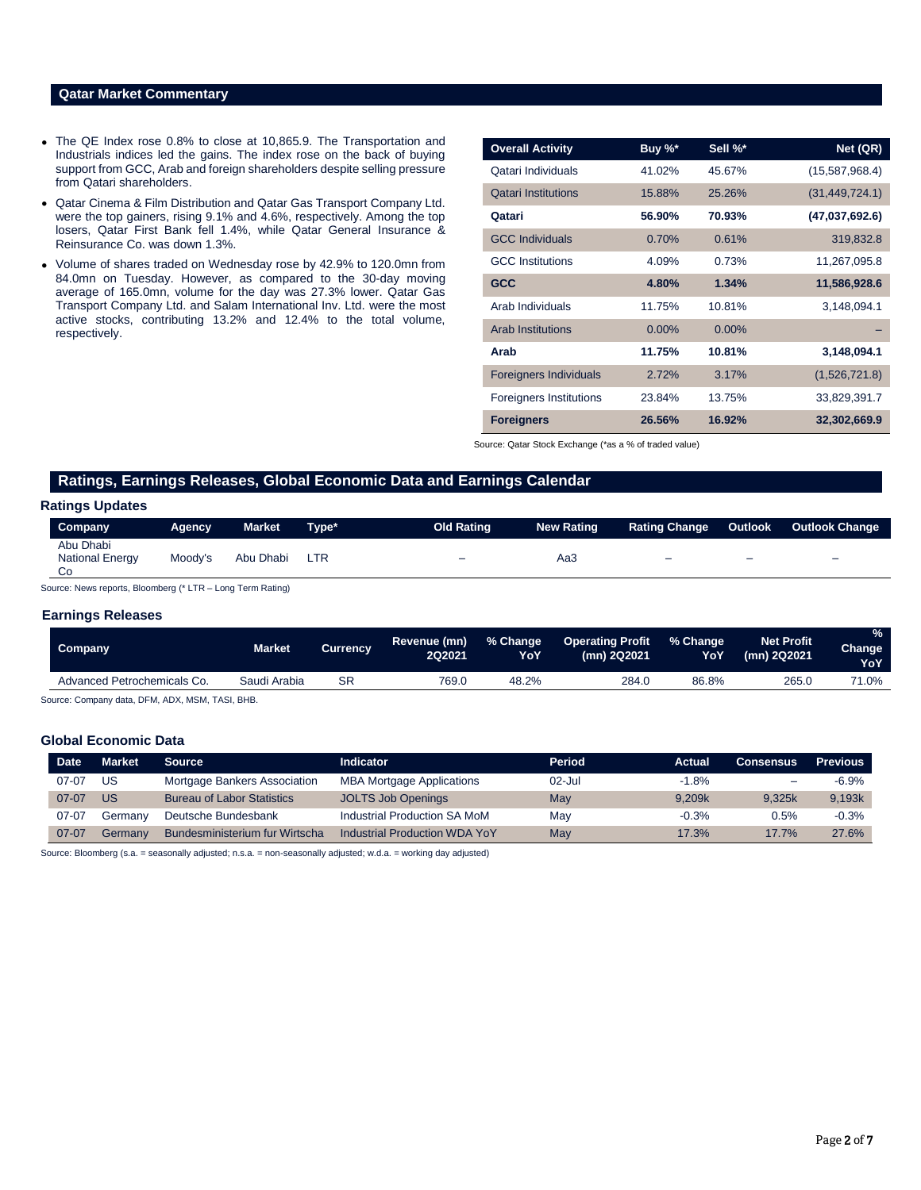## Qatar Market Commentary

- The QE Index rose 0.8% to close at 10,865.9. The Transportation and Industrials indices led the gains. The index rose on the back of buying support from GCC, Arab and foreign shareholders despite selling pressure from Qatari shareholders.
- Qatar Cinema & Film Distribution and Qatar Gas Transport Company Ltd. were the top gainers, rising 9.1% and 4.6%, respectively. Among the top losers, Qatar First Bank fell 1.4%, while Qatar General Insurance & Reinsurance Co. was down 1.3%.
- Volume of shares traded on Wednesday rose by 42.9% to 120.0mn from 84.0mn on Tuesday. However, as compared to the 30-day moving average of 165.0mn, volume for the day was 27.3% lower. Qatar Gas Transport Company Ltd. and Salam International Inv. Ltd. were the most active stocks, contributing 13.2% and 12.4% to the total volume, respectively.

| Overall Activity | Buy %* | Sell %* | Net (QR) |
|---|---|---|---|
| Qatari Individuals | 41.02% | 45.67% | (15,587,968.4) |
| Qatari Institutions | 15.88% | 25.26% | (31,449,724.1) |
| **Qatari** | **56.90%** | **70.93%** | **(47,037,692.6)** |
| GCC Individuals | 0.70% | 0.61% | 319,832.8 |
| GCC Institutions | 4.09% | 0.73% | 11,267,095.8 |
| **GCC** | **4.80%** | **1.34%** | **11,586,928.6** |
| Arab Individuals | 11.75% | 10.81% | 3,148,094.1 |
| Arab Institutions | 0.00% | 0.00% | – |
| **Arab** | **11.75%** | **10.81%** | **3,148,094.1** |
| Foreigners Individuals | 2.72% | 3.17% | (1,526,721.8) |
| Foreigners Institutions | 23.84% | 13.75% | 33,829,391.7 |
| **Foreigners** | **26.56%** | **16.92%** | **32,302,669.9** |

Source: Qatar Stock Exchange (*as a % of traded value)

## Ratings, Earnings Releases, Global Economic Data and Earnings Calendar

### Ratings Updates

| Company | Agency | Market | Type* | Old Rating | New Rating | Rating Change | Outlook | Outlook Change |
|---|---|---|---|---|---|---|---|---|
| Abu Dhabi National Energy Co | Moody's | Abu Dhabi | LTR | – | Aa3 | – | – | – |

Source: News reports, Bloomberg (* LTR – Long Term Rating)

### Earnings Releases

| Company | Market | Currency | Revenue (mn) 2Q2021 | % Change YoY | Operating Profit (mn) 2Q2021 | % Change YoY | Net Profit (mn) 2Q2021 | % Change YoY |
|---|---|---|---|---|---|---|---|---|
| Advanced Petrochemicals Co. | Saudi Arabia | SR | 769.0 | 48.2% | 284.0 | 86.8% | 265.0 | 71.0% |

Source: Company data, DFM, ADX, MSM, TASI, BHB.

### Global Economic Data

| Date | Market | Source | Indicator | Period | Actual | Consensus | Previous |
|---|---|---|---|---|---|---|---|
| 07-07 | US | Mortgage Bankers Association | MBA Mortgage Applications | 02-Jul | -1.8% | – | -6.9% |
| 07-07 | US | Bureau of Labor Statistics | JOLTS Job Openings | May | 9,209k | 9,325k | 9,193k |
| 07-07 | Germany | Deutsche Bundesbank | Industrial Production SA MoM | May | -0.3% | 0.5% | -0.3% |
| 07-07 | Germany | Bundesministerium fur Wirtscha | Industrial Production WDA YoY | May | 17.3% | 17.7% | 27.6% |

Source: Bloomberg (s.a. = seasonally adjusted; n.s.a. = non-seasonally adjusted; w.d.a. = working day adjusted)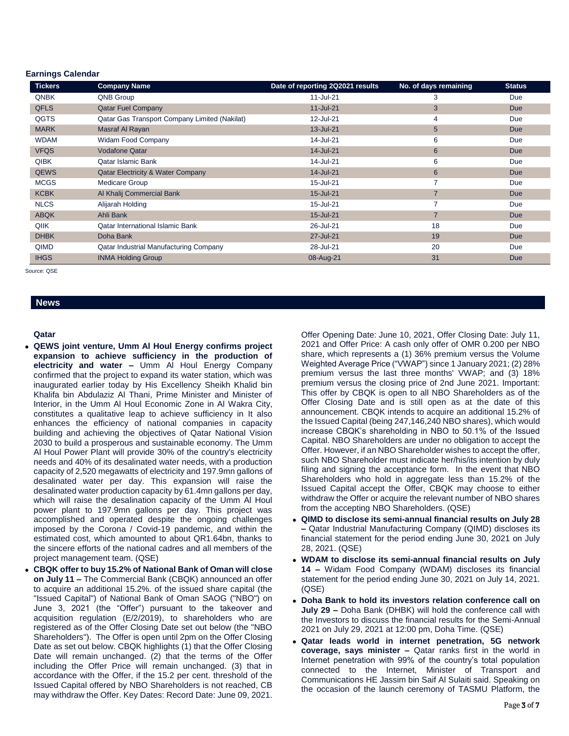**Earnings Calendar**

| Tickers | Company Name | Date of reporting 2Q2021 results | No. of days remaining | Status |
|---|---|---|---|---|
| QNBK | QNB Group | 11-Jul-21 | 3 | Due |
| QFLS | Qatar Fuel Company | 11-Jul-21 | 3 | Due |
| QGTS | Qatar Gas Transport Company Limited (Nakilat) | 12-Jul-21 | 4 | Due |
| MARK | Masraf Al Rayan | 13-Jul-21 | 5 | Due |
| WDAM | Widam Food Company | 14-Jul-21 | 6 | Due |
| VFQS | Vodafone Qatar | 14-Jul-21 | 6 | Due |
| QIBK | Qatar Islamic Bank | 14-Jul-21 | 6 | Due |
| QEWS | Qatar Electricity & Water Company | 14-Jul-21 | 6 | Due |
| MCGS | Medicare Group | 15-Jul-21 | 7 | Due |
| KCBK | Al Khalij Commercial Bank | 15-Jul-21 | 7 | Due |
| NLCS | Alijarah Holding | 15-Jul-21 | 7 | Due |
| ABQK | Ahli Bank | 15-Jul-21 | 7 | Due |
| QIIK | Qatar International Islamic Bank | 26-Jul-21 | 18 | Due |
| DHBK | Doha Bank | 27-Jul-21 | 19 | Due |
| QIMD | Qatar Industrial Manufacturing Company | 28-Jul-21 | 20 | Due |
| IHGS | INMA Holding Group | 08-Aug-21 | 31 | Due |

Source: QSE

## News

### Qatar

- **QEWS joint venture, Umm Al Houl Energy confirms project expansion to achieve sufficiency in the production of electricity and water –** Umm Al Houl Energy Company confirmed that the project to expand its water station, which was inaugurated earlier today by His Excellency Sheikh Khalid bin Khalifa bin Abdulaziz Al Thani, Prime Minister and Minister of Interior, in the Umm Al Houl Economic Zone in Al Wakra City, constitutes a qualitative leap to achieve sufficiency in It also enhances the efficiency of national companies in capacity building and achieving the objectives of Qatar National Vision 2030 to build a prosperous and sustainable economy. The Umm Al Houl Power Plant will provide 30% of the country's electricity needs and 40% of its desalinated water needs, with a production capacity of 2,520 megawatts of electricity and 197.9mn gallons of desalinated water per day. This expansion will raise the desalinated water production capacity by 61.4mn gallons per day, which will raise the desalination capacity of the Umm Al Houl power plant to 197.9mn gallons per day. This project was accomplished and operated despite the ongoing challenges imposed by the Corona / Covid-19 pandemic, and within the estimated cost, which amounted to about QR1.64bn, thanks to the sincere efforts of the national cadres and all members of the project management team. (QSE)
- **CBQK offer to buy 15.2% of National Bank of Oman will close on July 11 –** The Commercial Bank (CBQK) announced an offer to acquire an additional 15.2%. of the issued share capital (the "Issued Capital") of National Bank of Oman SAOG ("NBO") on June 3, 2021 (the "Offer") pursuant to the takeover and acquisition regulation (E/2/2019), to shareholders who are registered as of the Offer Closing Date set out below (the "NBO Shareholders"). The Offer is open until 2pm on the Offer Closing Date as set out below. CBQK highlights (1) that the Offer Closing Date will remain unchanged. (2) that the terms of the Offer including the Offer Price will remain unchanged. (3) that in accordance with the Offer, if the 15.2 per cent. threshold of the Issued Capital offered by NBO Shareholders is not reached, CB may withdraw the Offer. Key Dates: Record Date: June 09, 2021. Offer Opening Date: June 10, 2021, Offer Closing Date: July 11, 2021 and Offer Price: A cash only offer of OMR 0.200 per NBO share, which represents a (1) 36% premium versus the Volume Weighted Average Price ("VWAP") since 1 January 2021; (2) 28% premium versus the last three months' VWAP; and (3) 18% premium versus the closing price of 2nd June 2021. Important: This offer by CBQK is open to all NBO Shareholders as of the Offer Closing Date and is still open as at the date of this announcement. CBQK intends to acquire an additional 15.2% of the Issued Capital (being 247,146,240 NBO shares), which would increase CBQK's shareholding in NBO to 50.1% of the Issued Capital. NBO Shareholders are under no obligation to accept the Offer. However, if an NBO Shareholder wishes to accept the offer, such NBO Shareholder must indicate her/his/its intention by duly filing and signing the acceptance form. In the event that NBO Shareholders who hold in aggregate less than 15.2% of the Issued Capital accept the Offer, CBQK may choose to either withdraw the Offer or acquire the relevant number of NBO shares from the accepting NBO Shareholders. (QSE)
- **QIMD to disclose its semi-annual financial results on July 28 –** Qatar Industrial Manufacturing Company (QIMD) discloses its financial statement for the period ending June 30, 2021 on July 28, 2021. (QSE)
- **WDAM to disclose its semi-annual financial results on July 14 –** Widam Food Company (WDAM) discloses its financial statement for the period ending June 30, 2021 on July 14, 2021. (QSE)
- **Doha Bank to hold its investors relation conference call on July 29 –** Doha Bank (DHBK) will hold the conference call with the Investors to discuss the financial results for the Semi-Annual 2021 on July 29, 2021 at 12:00 pm, Doha Time. (QSE)
- **Qatar leads world in internet penetration, 5G network coverage, says minister –** Qatar ranks first in the world in Internet penetration with 99% of the country's total population connected to the Internet, Minister of Transport and Communications HE Jassim bin Saif Al Sulaiti said. Speaking on the occasion of the launch ceremony of TASMU Platform, the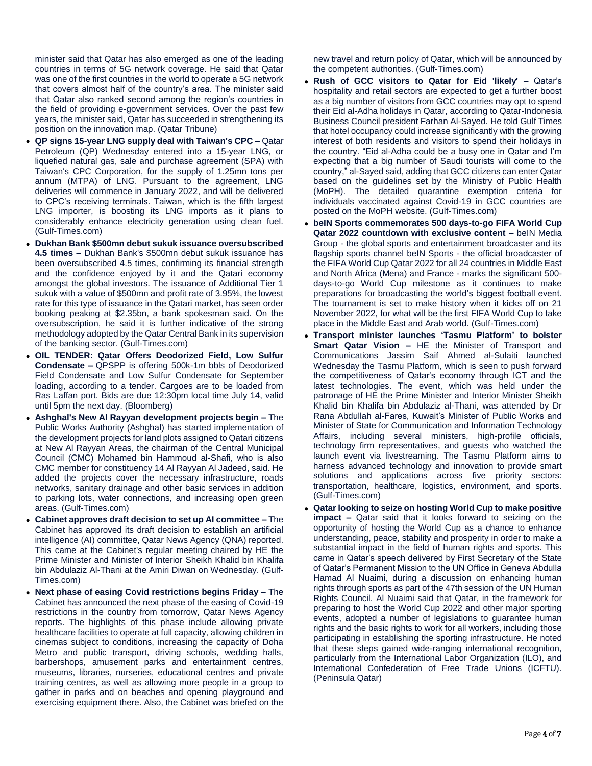minister said that Qatar has also emerged as one of the leading countries in terms of 5G network coverage. He said that Qatar was one of the first countries in the world to operate a 5G network that covers almost half of the country's area. The minister said that Qatar also ranked second among the region's countries in the field of providing e-government services. Over the past few years, the minister said, Qatar has succeeded in strengthening its position on the innovation map. (Qatar Tribune)

- **QP signs 15-year LNG supply deal with Taiwan's CPC –** Qatar Petroleum (QP) Wednesday entered into a 15-year LNG, or liquefied natural gas, sale and purchase agreement (SPA) with Taiwan's CPC Corporation, for the supply of 1.25mn tons per annum (MTPA) of LNG. Pursuant to the agreement, LNG deliveries will commence in January 2022, and will be delivered to CPC's receiving terminals. Taiwan, which is the fifth largest LNG importer, is boosting its LNG imports as it plans to considerably enhance electricity generation using clean fuel. (Gulf-Times.com)
- **Dukhan Bank $500mn debut sukuk issuance oversubscribed 4.5 times –** Dukhan Bank's $500mn debut sukuk issuance has been oversubscribed 4.5 times, confirming its financial strength and the confidence enjoyed by it and the Qatari economy amongst the global investors. The issuance of Additional Tier 1 sukuk with a value of $500mn and profit rate of 3.95%, the lowest rate for this type of issuance in the Qatari market, has seen order booking peaking at $2.35bn, a bank spokesman said. On the oversubscription, he said it is further indicative of the strong methodology adopted by the Qatar Central Bank in its supervision of the banking sector. (Gulf-Times.com)
- **OIL TENDER: Qatar Offers Deodorized Field, Low Sulfur Condensate –** QPSPP is offering 500k-1m bbls of Deodorized Field Condensate and Low Sulfur Condensate for September loading, according to a tender. Cargoes are to be loaded from Ras Laffan port. Bids are due 12:30pm local time July 14, valid until 5pm the next day. (Bloomberg)
- **Ashghal's New Al Rayyan development projects begin –** The Public Works Authority (Ashghal) has started implementation of the development projects for land plots assigned to Qatari citizens at New Al Rayyan Areas, the chairman of the Central Municipal Council (CMC) Mohamed bin Hammoud al-Shafi, who is also CMC member for constituency 14 Al Rayyan Al Jadeed, said. He added the projects cover the necessary infrastructure, roads networks, sanitary drainage and other basic services in addition to parking lots, water connections, and increasing open green areas. (Gulf-Times.com)
- **Cabinet approves draft decision to set up AI committee –** The Cabinet has approved its draft decision to establish an artificial intelligence (AI) committee, Qatar News Agency (QNA) reported. This came at the Cabinet's regular meeting chaired by HE the Prime Minister and Minister of Interior Sheikh Khalid bin Khalifa bin Abdulaziz Al-Thani at the Amiri Diwan on Wednesday. (Gulf-Times.com)
- **Next phase of easing Covid restrictions begins Friday –** The Cabinet has announced the next phase of the easing of Covid-19 restrictions in the country from tomorrow, Qatar News Agency reports. The highlights of this phase include allowing private healthcare facilities to operate at full capacity, allowing children in cinemas subject to conditions, increasing the capacity of Doha Metro and public transport, driving schools, wedding halls, barbershops, amusement parks and entertainment centres, museums, libraries, nurseries, educational centres and private training centres, as well as allowing more people in a group to gather in parks and on beaches and opening playground and exercising equipment there. Also, the Cabinet was briefed on the new travel and return policy of Qatar, which will be announced by the competent authorities. (Gulf-Times.com)
- **Rush of GCC visitors to Qatar for Eid 'likely' –** Qatar's hospitality and retail sectors are expected to get a further boost as a big number of visitors from GCC countries may opt to spend their Eid al-Adha holidays in Qatar, according to Qatar-Indonesia Business Council president Farhan Al-Sayed. He told Gulf Times that hotel occupancy could increase significantly with the growing interest of both residents and visitors to spend their holidays in the country. "Eid al-Adha could be a busy one in Qatar and I'm expecting that a big number of Saudi tourists will come to the country," al-Sayed said, adding that GCC citizens can enter Qatar based on the guidelines set by the Ministry of Public Health (MoPH). The detailed quarantine exemption criteria for individuals vaccinated against Covid-19 in GCC countries are posted on the MoPH website. (Gulf-Times.com)
- **beIN Sports commemorates 500 days-to-go FIFA World Cup Qatar 2022 countdown with exclusive content –** beIN Media Group - the global sports and entertainment broadcaster and its flagship sports channel beIN Sports - the official broadcaster of the FIFA World Cup Qatar 2022 for all 24 countries in Middle East and North Africa (Mena) and France - marks the significant 500-days-to-go World Cup milestone as it continues to make preparations for broadcasting the world's biggest football event. The tournament is set to make history when it kicks off on 21 November 2022, for what will be the first FIFA World Cup to take place in the Middle East and Arab world. (Gulf-Times.com)
- **Transport minister launches 'Tasmu Platform' to bolster Smart Qatar Vision –** HE the Minister of Transport and Communications Jassim Saif Ahmed al-Sulaiti launched Wednesday the Tasmu Platform, which is seen to push forward the competitiveness of Qatar's economy through ICT and the latest technologies. The event, which was held under the patronage of HE the Prime Minister and Interior Minister Sheikh Khalid bin Khalifa bin Abdulaziz al-Thani, was attended by Dr Rana Abdullah al-Fares, Kuwait's Minister of Public Works and Minister of State for Communication and Information Technology Affairs, including several ministers, high-profile officials, technology firm representatives, and guests who watched the launch event via livestreaming. The Tasmu Platform aims to harness advanced technology and innovation to provide smart solutions and applications across five priority sectors: transportation, healthcare, logistics, environment, and sports. (Gulf-Times.com)
- **Qatar looking to seize on hosting World Cup to make positive impact –** Qatar said that it looks forward to seizing on the opportunity of hosting the World Cup as a chance to enhance understanding, peace, stability and prosperity in order to make a substantial impact in the field of human rights and sports. This came in Qatar's speech delivered by First Secretary of the State of Qatar's Permanent Mission to the UN Office in Geneva Abdulla Hamad Al Nuaimi, during a discussion on enhancing human rights through sports as part of the 47th session of the UN Human Rights Council. Al Nuaimi said that Qatar, in the framework for preparing to host the World Cup 2022 and other major sporting events, adopted a number of legislations to guarantee human rights and the basic rights to work for all workers, including those participating in establishing the sporting infrastructure. He noted that these steps gained wide-ranging international recognition, particularly from the International Labor Organization (ILO), and International Confederation of Free Trade Unions (ICFTU). (Peninsula Qatar)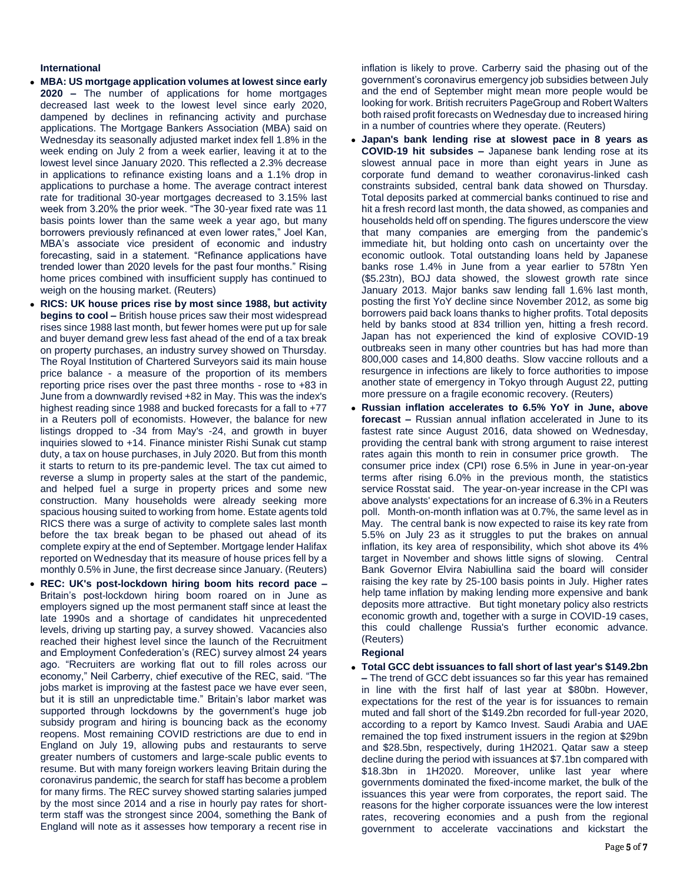### International

- **MBA: US mortgage application volumes at lowest since early 2020 –** The number of applications for home mortgages decreased last week to the lowest level since early 2020, dampened by declines in refinancing activity and purchase applications. The Mortgage Bankers Association (MBA) said on Wednesday its seasonally adjusted market index fell 1.8% in the week ending on July 2 from a week earlier, leaving it at to the lowest level since January 2020. This reflected a 2.3% decrease in applications to refinance existing loans and a 1.1% drop in applications to purchase a home. The average contract interest rate for traditional 30-year mortgages decreased to 3.15% last week from 3.20% the prior week. "The 30-year fixed rate was 11 basis points lower than the same week a year ago, but many borrowers previously refinanced at even lower rates," Joel Kan, MBA's associate vice president of economic and industry forecasting, said in a statement. "Refinance applications have trended lower than 2020 levels for the past four months." Rising home prices combined with insufficient supply has continued to weigh on the housing market. (Reuters)
- **RICS: UK house prices rise by most since 1988, but activity begins to cool –** British house prices saw their most widespread rises since 1988 last month, but fewer homes were put up for sale and buyer demand grew less fast ahead of the end of a tax break on property purchases, an industry survey showed on Thursday. The Royal Institution of Chartered Surveyors said its main house price balance - a measure of the proportion of its members reporting price rises over the past three months - rose to +83 in June from a downwardly revised +82 in May. This was the index's highest reading since 1988 and bucked forecasts for a fall to +77 in a Reuters poll of economists. However, the balance for new listings dropped to -34 from May's -24, and growth in buyer inquiries slowed to +14. Finance minister Rishi Sunak cut stamp duty, a tax on house purchases, in July 2020. But from this month it starts to return to its pre-pandemic level. The tax cut aimed to reverse a slump in property sales at the start of the pandemic, and helped fuel a surge in property prices and some new construction. Many households were already seeking more spacious housing suited to working from home. Estate agents told RICS there was a surge of activity to complete sales last month before the tax break began to be phased out ahead of its complete expiry at the end of September. Mortgage lender Halifax reported on Wednesday that its measure of house prices fell by a monthly 0.5% in June, the first decrease since January. (Reuters)
- **REC: UK's post-lockdown hiring boom hits record pace –** Britain's post-lockdown hiring boom roared on in June as employers signed up the most permanent staff since at least the late 1990s and a shortage of candidates hit unprecedented levels, driving up starting pay, a survey showed. Vacancies also reached their highest level since the launch of the Recruitment and Employment Confederation's (REC) survey almost 24 years ago. "Recruiters are working flat out to fill roles across our economy," Neil Carberry, chief executive of the REC, said. "The jobs market is improving at the fastest pace we have ever seen, but it is still an unpredictable time." Britain's labor market was supported through lockdowns by the government's huge job subsidy program and hiring is bouncing back as the economy reopens. Most remaining COVID restrictions are due to end in England on July 19, allowing pubs and restaurants to serve greater numbers of customers and large-scale public events to resume. But with many foreign workers leaving Britain during the coronavirus pandemic, the search for staff has become a problem for many firms. The REC survey showed starting salaries jumped by the most since 2014 and a rise in hourly pay rates for short-term staff was the strongest since 2004, something the Bank of England will note as it assesses how temporary a recent rise in inflation is likely to prove. Carberry said the phasing out of the government's coronavirus emergency job subsidies between July and the end of September might mean more people would be looking for work. British recruiters PageGroup and Robert Walters both raised profit forecasts on Wednesday due to increased hiring in a number of countries where they operate. (Reuters)
- **Japan's bank lending rise at slowest pace in 8 years as COVID-19 hit subsides –** Japanese bank lending rose at its slowest annual pace in more than eight years in June as corporate fund demand to weather coronavirus-linked cash constraints subsided, central bank data showed on Thursday. Total deposits parked at commercial banks continued to rise and hit a fresh record last month, the data showed, as companies and households held off on spending. The figures underscore the view that many companies are emerging from the pandemic's immediate hit, but holding onto cash on uncertainty over the economic outlook. Total outstanding loans held by Japanese banks rose 1.4% in June from a year earlier to 578tn Yen ($5.23tn), BOJ data showed, the slowest growth rate since January 2013. Major banks saw lending fall 1.6% last month, posting the first YoY decline since November 2012, as some big borrowers paid back loans thanks to higher profits. Total deposits held by banks stood at 834 trillion yen, hitting a fresh record. Japan has not experienced the kind of explosive COVID-19 outbreaks seen in many other countries but has had more than 800,000 cases and 14,800 deaths. Slow vaccine rollouts and a resurgence in infections are likely to force authorities to impose another state of emergency in Tokyo through August 22, putting more pressure on a fragile economic recovery. (Reuters)
- **Russian inflation accelerates to 6.5% YoY in June, above forecast –** Russian annual inflation accelerated in June to its fastest rate since August 2016, data showed on Wednesday, providing the central bank with strong argument to raise interest rates again this month to rein in consumer price growth. The consumer price index (CPI) rose 6.5% in June in year-on-year terms after rising 6.0% in the previous month, the statistics service Rosstat said. The year-on-year increase in the CPI was above analysts' expectations for an increase of 6.3% in a Reuters poll. Month-on-month inflation was at 0.7%, the same level as in May. The central bank is now expected to raise its key rate from 5.5% on July 23 as it struggles to put the brakes on annual inflation, its key area of responsibility, which shot above its 4% target in November and shows little signs of slowing. Central Bank Governor Elvira Nabiullina said the board will consider raising the key rate by 25-100 basis points in July. Higher rates help tame inflation by making lending more expensive and bank deposits more attractive. But tight monetary policy also restricts economic growth and, together with a surge in COVID-19 cases, this could challenge Russia's further economic advance. (Reuters)

### Regional

- **Total GCC debt issuances to fall short of last year's $149.2bn –** The trend of GCC debt issuances so far this year has remained in line with the first half of last year at $80bn. However, expectations for the rest of the year is for issuances to remain muted and fall short of the $149.2bn recorded for full-year 2020, according to a report by Kamco Invest. Saudi Arabia and UAE remained the top fixed instrument issuers in the region at $29bn and $28.5bn, respectively, during 1H2021. Qatar saw a steep decline during the period with issuances at $7.1bn compared with $18.3bn in 1H2020. Moreover, unlike last year where governments dominated the fixed-income market, the bulk of the issuances this year were from corporates, the report said. The reasons for the higher corporate issuances were the low interest rates, recovering economies and a push from the regional government to accelerate vaccinations and kickstart the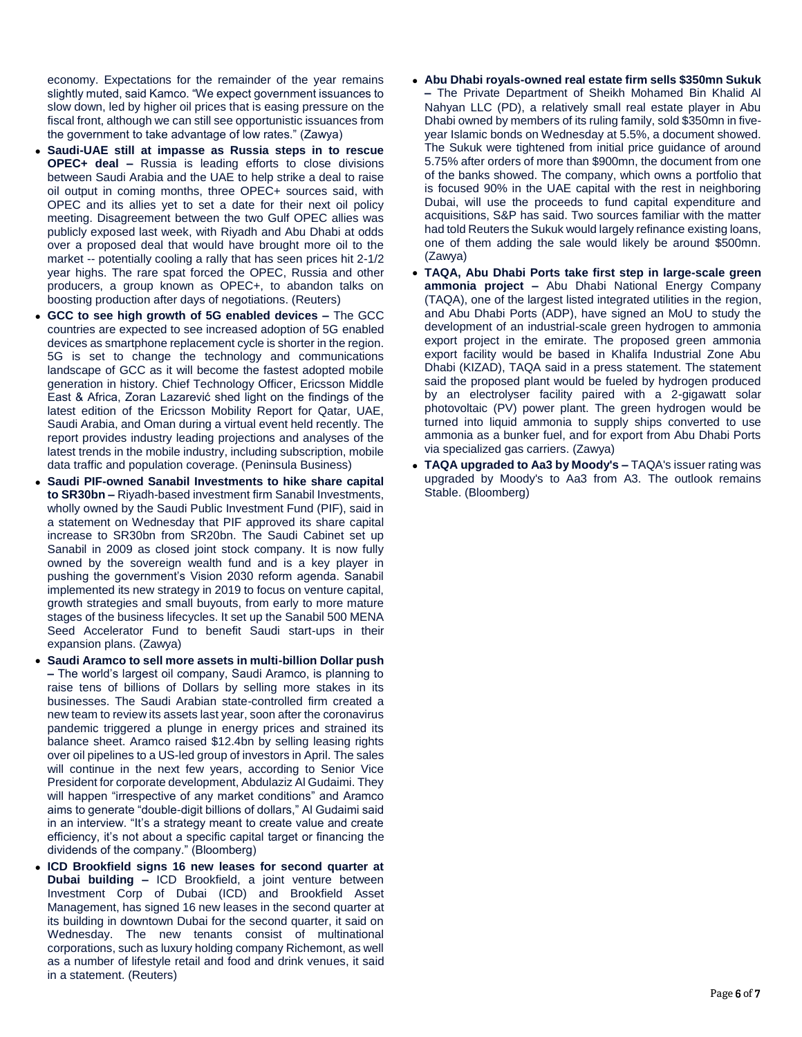economy. Expectations for the remainder of the year remains slightly muted, said Kamco. "We expect government issuances to slow down, led by higher oil prices that is easing pressure on the fiscal front, although we can still see opportunistic issuances from the government to take advantage of low rates." (Zawya)

- **Saudi-UAE still at impasse as Russia steps in to rescue OPEC+ deal –** Russia is leading efforts to close divisions between Saudi Arabia and the UAE to help strike a deal to raise oil output in coming months, three OPEC+ sources said, with OPEC and its allies yet to set a date for their next oil policy meeting. Disagreement between the two Gulf OPEC allies was publicly exposed last week, with Riyadh and Abu Dhabi at odds over a proposed deal that would have brought more oil to the market -- potentially cooling a rally that has seen prices hit 2-1/2 year highs. The rare spat forced the OPEC, Russia and other producers, a group known as OPEC+, to abandon talks on boosting production after days of negotiations. (Reuters)
- **GCC to see high growth of 5G enabled devices –** The GCC countries are expected to see increased adoption of 5G enabled devices as smartphone replacement cycle is shorter in the region. 5G is set to change the technology and communications landscape of GCC as it will become the fastest adopted mobile generation in history. Chief Technology Officer, Ericsson Middle East & Africa, Zoran Lazarević shed light on the findings of the latest edition of the Ericsson Mobility Report for Qatar, UAE, Saudi Arabia, and Oman during a virtual event held recently. The report provides industry leading projections and analyses of the latest trends in the mobile industry, including subscription, mobile data traffic and population coverage. (Peninsula Business)
- **Saudi PIF-owned Sanabil Investments to hike share capital to SR30bn –** Riyadh-based investment firm Sanabil Investments, wholly owned by the Saudi Public Investment Fund (PIF), said in a statement on Wednesday that PIF approved its share capital increase to SR30bn from SR20bn. The Saudi Cabinet set up Sanabil in 2009 as closed joint stock company. It is now fully owned by the sovereign wealth fund and is a key player in pushing the government's Vision 2030 reform agenda. Sanabil implemented its new strategy in 2019 to focus on venture capital, growth strategies and small buyouts, from early to more mature stages of the business lifecycles. It set up the Sanabil 500 MENA Seed Accelerator Fund to benefit Saudi start-ups in their expansion plans. (Zawya)
- **Saudi Aramco to sell more assets in multi-billion Dollar push –** The world's largest oil company, Saudi Aramco, is planning to raise tens of billions of Dollars by selling more stakes in its businesses. The Saudi Arabian state-controlled firm created a new team to review its assets last year, soon after the coronavirus pandemic triggered a plunge in energy prices and strained its balance sheet. Aramco raised $12.4bn by selling leasing rights over oil pipelines to a US-led group of investors in April. The sales will continue in the next few years, according to Senior Vice President for corporate development, Abdulaziz Al Gudaimi. They will happen "irrespective of any market conditions" and Aramco aims to generate "double-digit billions of dollars," Al Gudaimi said in an interview. "It's a strategy meant to create value and create efficiency, it's not about a specific capital target or financing the dividends of the company." (Bloomberg)
- **ICD Brookfield signs 16 new leases for second quarter at Dubai building –** ICD Brookfield, a joint venture between Investment Corp of Dubai (ICD) and Brookfield Asset Management, has signed 16 new leases in the second quarter at its building in downtown Dubai for the second quarter, it said on Wednesday. The new tenants consist of multinational corporations, such as luxury holding company Richemont, as well as a number of lifestyle retail and food and drink venues, it said in a statement. (Reuters)
- **Abu Dhabi royals-owned real estate firm sells $350mn Sukuk –** The Private Department of Sheikh Mohamed Bin Khalid Al Nahyan LLC (PD), a relatively small real estate player in Abu Dhabi owned by members of its ruling family, sold $350mn in five-year Islamic bonds on Wednesday at 5.5%, a document showed. The Sukuk were tightened from initial price guidance of around 5.75% after orders of more than $900mn, the document from one of the banks showed. The company, which owns a portfolio that is focused 90% in the UAE capital with the rest in neighboring Dubai, will use the proceeds to fund capital expenditure and acquisitions, S&P has said. Two sources familiar with the matter had told Reuters the Sukuk would largely refinance existing loans, one of them adding the sale would likely be around $500mn. (Zawya)
- **TAQA, Abu Dhabi Ports take first step in large-scale green ammonia project –** Abu Dhabi National Energy Company (TAQA), one of the largest listed integrated utilities in the region, and Abu Dhabi Ports (ADP), have signed an MoU to study the development of an industrial-scale green hydrogen to ammonia export project in the emirate. The proposed green ammonia export facility would be based in Khalifa Industrial Zone Abu Dhabi (KIZAD), TAQA said in a press statement. The statement said the proposed plant would be fueled by hydrogen produced by an electrolyser facility paired with a 2-gigawatt solar photovoltaic (PV) power plant. The green hydrogen would be turned into liquid ammonia to supply ships converted to use ammonia as a bunker fuel, and for export from Abu Dhabi Ports via specialized gas carriers. (Zawya)
- **TAQA upgraded to Aa3 by Moody's –** TAQA's issuer rating was upgraded by Moody's to Aa3 from A3. The outlook remains Stable. (Bloomberg)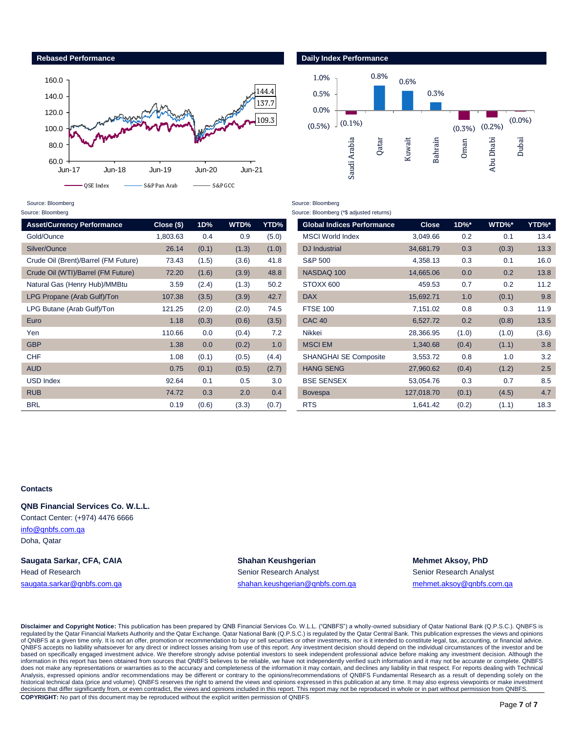## Rebased Performance

160.0
140.0
120.0
100.0
80.0
60.0

Jun-17 Jun-18 Jun-19 Jun-20 Jun-21

144.4
137.7
109.3

QSE Index — S&P Pan Arab — S&P GCC

Source: Bloomberg

## Daily Index Performance

1.0%
0.5%
0.0%
(0.5%)

(0.1%) 0.8% 0.6% 0.3% (0.3%) (0.2%) (0.0%)

Saudi Arabia, Qatar, Kuwait, Bahrain, Oman, Abu Dhabi, Dubai

Source: Bloomberg

Source: Bloomberg

| Asset/Currency Performance | Close ($) | 1D% | WTD% | YTD% |
|---|---|---|---|---|
| Gold/Ounce | 1,803.63 | 0.4 | 0.9 | (5.0) |
| Silver/Ounce | 26.14 | (0.1) | (1.3) | (1.0) |
| Crude Oil (Brent)/Barrel (FM Future) | 73.43 | (1.5) | (3.6) | 41.8 |
| Crude Oil (WTI)/Barrel (FM Future) | 72.20 | (1.6) | (3.9) | 48.8 |
| Natural Gas (Henry Hub)/MMBtu | 3.59 | (2.4) | (1.3) | 50.2 |
| LPG Propane (Arab Gulf)/Ton | 107.38 | (3.5) | (3.9) | 42.7 |
| LPG Butane (Arab Gulf)/Ton | 121.25 | (2.0) | (2.0) | 74.5 |
| Euro | 1.18 | (0.3) | (0.6) | (3.5) |
| Yen | 110.66 | 0.0 | (0.4) | 7.2 |
| GBP | 1.38 | 0.0 | (0.2) | 1.0 |
| CHF | 1.08 | (0.1) | (0.5) | (4.4) |
| AUD | 0.75 | (0.1) | (0.5) | (2.7) |
| USD Index | 92.64 | 0.1 | 0.5 | 3.0 |
| RUB | 74.72 | 0.3 | 2.0 | 0.4 |
| BRL | 0.19 | (0.6) | (3.3) | (0.7) |

Source: Bloomberg (*$ adjusted returns)

| Global Indices Performance | Close | 1D%* | WTD%* | YTD%* |
|---|---|---|---|---|
| MSCI World Index | 3,049.66 | 0.2 | 0.1 | 13.4 |
| DJ Industrial | 34,681.79 | 0.3 | (0.3) | 13.3 |
| S&P 500 | 4,358.13 | 0.3 | 0.1 | 16.0 |
| NASDAQ 100 | 14,665.06 | 0.0 | 0.2 | 13.8 |
| STOXX 600 | 459.53 | 0.7 | 0.2 | 11.2 |
| DAX | 15,692.71 | 1.0 | (0.1) | 9.8 |
| FTSE 100 | 7,151.02 | 0.8 | 0.3 | 11.9 |
| CAC 40 | 6,527.72 | 0.2 | (0.8) | 13.5 |
| Nikkei | 28,366.95 | (1.0) | (1.0) | (3.6) |
| MSCI EM | 1,340.68 | (0.4) | (1.1) | 3.8 |
| SHANGHAI SE Composite | 3,553.72 | 0.8 | 1.0 | 3.2 |
| HANG SENG | 27,960.62 | (0.4) | (1.2) | 2.5 |
| BSE SENSEX | 53,054.76 | 0.3 | 0.7 | 8.5 |
| Bovespa | 127,018.70 | (0.1) | (4.5) | 4.7 |
| RTS | 1,641.42 | (0.2) | (1.1) | 18.3 |

**Contacts**

**QNB Financial Services Co. W.L.L.**
Contact Center: (+974) 4476 6666
info@qnbfs.com.qa
Doha, Qatar

**Saugata Sarkar, CFA, CAIA**
Head of Research
saugata.sarkar@qnbfs.com.qa

**Shahan Keushgerian**
Senior Research Analyst
shahan.keushgerian@qnbfs.com.qa

**Mehmet Aksoy, PhD**
Senior Research Analyst
mehmet.aksoy@qnbfs.com.qa

**Disclaimer and Copyright Notice:** This publication has been prepared by QNB Financial Services Co. W.L.L. ("QNBFS") a wholly-owned subsidiary of Qatar National Bank (Q.P.S.C.). QNBFS is regulated by the Qatar Financial Markets Authority and the Qatar Exchange. Qatar National Bank (Q.P.S.C.) is regulated by the Qatar Central Bank. This publication expresses the views and opinions of QNBFS at a given time only. It is not an offer, promotion or recommendation to buy or sell securities or other investments, nor is it intended to constitute legal, tax, accounting, or financial advice. QNBFS accepts no liability whatsoever for any direct or indirect losses arising from use of this report. Any investment decision should depend on the individual circumstances of the investor and be based on specifically engaged investment advice. We therefore strongly advise potential investors to seek independent professional advice before making any investment decision. Although the information in this report has been obtained from sources that QNBFS believes to be reliable, we have not independently verified such information and it may not be accurate or complete. QNBFS does not make any representations or warranties as to the accuracy and completeness of the information it may contain, and declines any liability in that respect. For reports dealing with Technical Analysis, expressed opinions and/or recommendations may be different or contrary to the opinions/recommendations of QNBFS Fundamental Research as a result of depending solely on the historical technical data (price and volume). QNBFS reserves the right to amend the views and opinions expressed in this publication at any time. It may also express viewpoints or make investment decisions that differ significantly from, or even contradict, the views and opinions included in this report. This report may not be reproduced in whole or in part without permission from QNBFS.

**COPYRIGHT:** No part of this document may be reproduced without the explicit written permission of QNBFS.